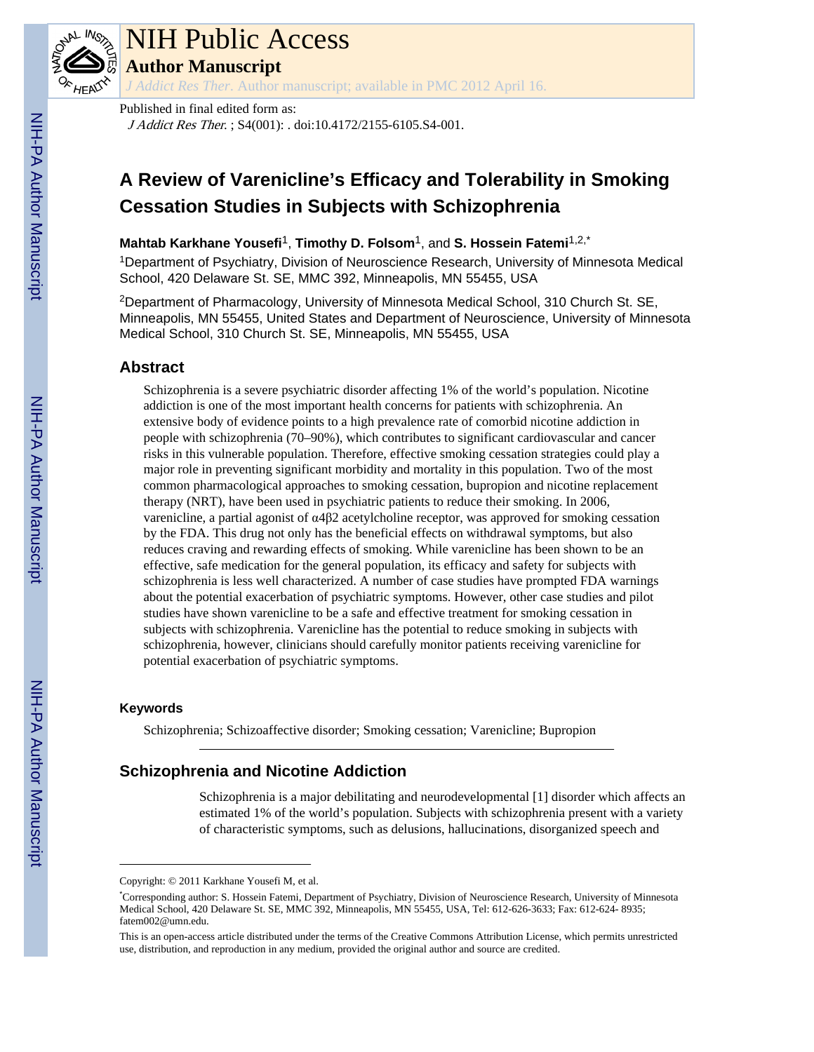# NIH Public Access

**Author Manuscript**

*J Addict Res Ther*. Author manuscript; available in PMC 2012 April 16.

Published in final edited form as:

*J Addict Res Ther*. ; S4(001): . doi:10.4172/2155-6105.S4-001.

# A Review of Varenicline's Efficacy and Tolerability in Smoking Cessation Studies in Subjects with Schizophrenia

**Mahtab Karkhane Yousefi**[1], **Timothy D. Folsom**[1], and **S. Hossein Fatemi**[1,2,*]

[1]Department of Psychiatry, Division of Neuroscience Research, University of Minnesota Medical School, 420 Delaware St. SE, MMC 392, Minneapolis, MN 55455, USA

[2]Department of Pharmacology, University of Minnesota Medical School, 310 Church St. SE, Minneapolis, MN 55455, United States and Department of Neuroscience, University of Minnesota Medical School, 310 Church St. SE, Minneapolis, MN 55455, USA

## Abstract

Schizophrenia is a severe psychiatric disorder affecting 1% of the world's population. Nicotine addiction is one of the most important health concerns for patients with schizophrenia. An extensive body of evidence points to a high prevalence rate of comorbid nicotine addiction in people with schizophrenia (70–90%), which contributes to significant cardiovascular and cancer risks in this vulnerable population. Therefore, effective smoking cessation strategies could play a major role in preventing significant morbidity and mortality in this population. Two of the most common pharmacological approaches to smoking cessation, bupropion and nicotine replacement therapy (NRT), have been used in psychiatric patients to reduce their smoking. In 2006, varenicline, a partial agonist of α4β2 acetylcholine receptor, was approved for smoking cessation by the FDA. This drug not only has the beneficial effects on withdrawal symptoms, but also reduces craving and rewarding effects of smoking. While varenicline has been shown to be an effective, safe medication for the general population, its efficacy and safety for subjects with schizophrenia is less well characterized. A number of case studies have prompted FDA warnings about the potential exacerbation of psychiatric symptoms. However, other case studies and pilot studies have shown varenicline to be a safe and effective treatment for smoking cessation in subjects with schizophrenia. Varenicline has the potential to reduce smoking in subjects with schizophrenia, however, clinicians should carefully monitor patients receiving varenicline for potential exacerbation of psychiatric symptoms.

### Keywords

Schizophrenia; Schizoaffective disorder; Smoking cessation; Varenicline; Bupropion

## Schizophrenia and Nicotine Addiction

Schizophrenia is a major debilitating and neurodevelopmental [1] disorder which affects an estimated 1% of the world's population. Subjects with schizophrenia present with a variety of characteristic symptoms, such as delusions, hallucinations, disorganized speech and

---

Copyright: © 2011 Karkhane Yousefi M, et al.

*Corresponding author: S. Hossein Fatemi, Department of Psychiatry, Division of Neuroscience Research, University of Minnesota Medical School, 420 Delaware St. SE, MMC 392, Minneapolis, MN 55455, USA, Tel: 612-626-3633; Fax: 612-624- 8935; fatem002@umn.edu.

This is an open-access article distributed under the terms of the Creative Commons Attribution License, which permits unrestricted use, distribution, and reproduction in any medium, provided the original author and source are credited.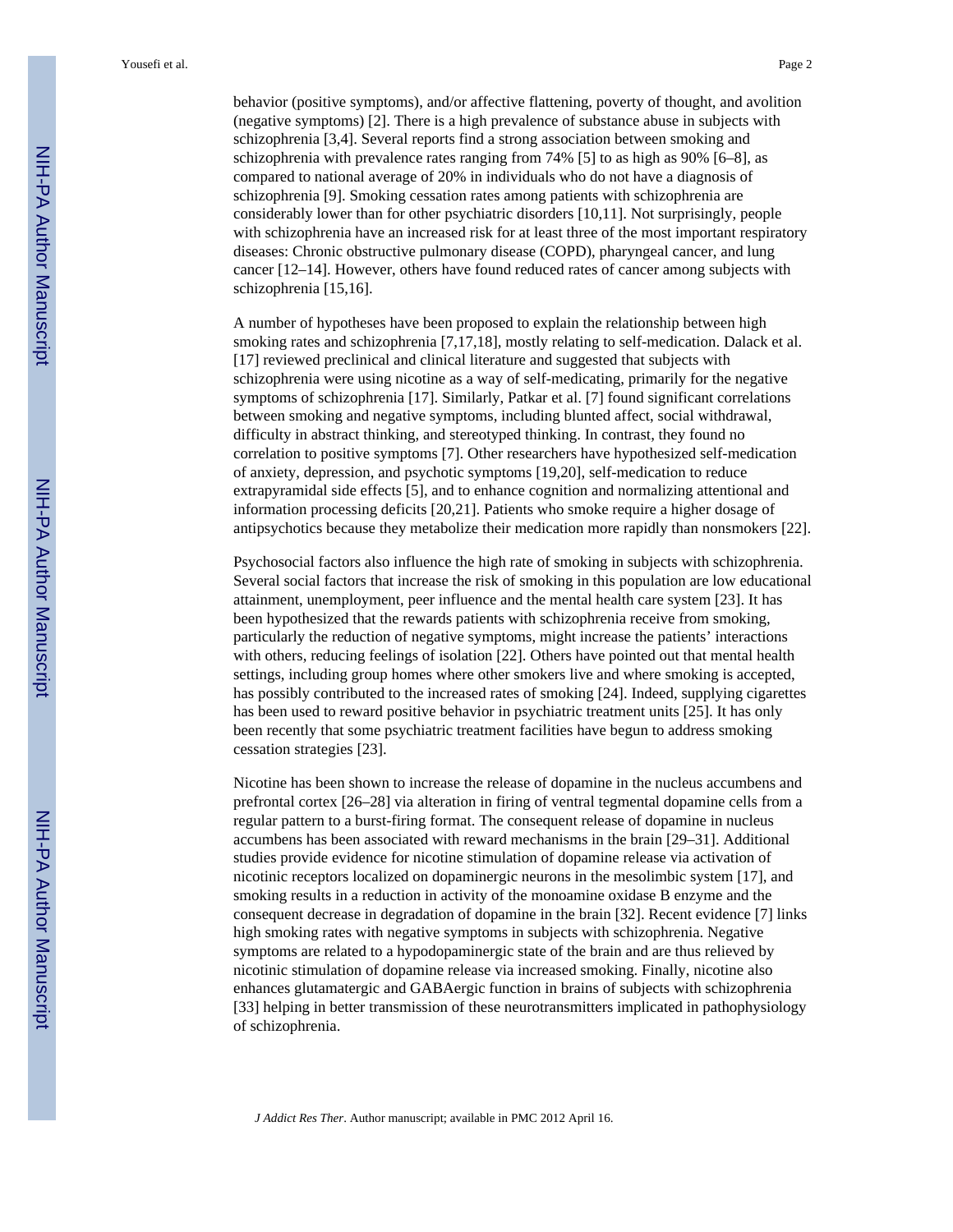behavior (positive symptoms), and/or affective flattening, poverty of thought, and avolition (negative symptoms) [2]. There is a high prevalence of substance abuse in subjects with schizophrenia [3,4]. Several reports find a strong association between smoking and schizophrenia with prevalence rates ranging from 74% [5] to as high as 90% [6–8], as compared to national average of 20% in individuals who do not have a diagnosis of schizophrenia [9]. Smoking cessation rates among patients with schizophrenia are considerably lower than for other psychiatric disorders [10,11]. Not surprisingly, people with schizophrenia have an increased risk for at least three of the most important respiratory diseases: Chronic obstructive pulmonary disease (COPD), pharyngeal cancer, and lung cancer [12–14]. However, others have found reduced rates of cancer among subjects with schizophrenia [15,16].

A number of hypotheses have been proposed to explain the relationship between high smoking rates and schizophrenia [7,17,18], mostly relating to self-medication. Dalack et al. [17] reviewed preclinical and clinical literature and suggested that subjects with schizophrenia were using nicotine as a way of self-medicating, primarily for the negative symptoms of schizophrenia [17]. Similarly, Patkar et al. [7] found significant correlations between smoking and negative symptoms, including blunted affect, social withdrawal, difficulty in abstract thinking, and stereotyped thinking. In contrast, they found no correlation to positive symptoms [7]. Other researchers have hypothesized self-medication of anxiety, depression, and psychotic symptoms [19,20], self-medication to reduce extrapyramidal side effects [5], and to enhance cognition and normalizing attentional and information processing deficits [20,21]. Patients who smoke require a higher dosage of antipsychotics because they metabolize their medication more rapidly than nonsmokers [22].

Psychosocial factors also influence the high rate of smoking in subjects with schizophrenia. Several social factors that increase the risk of smoking in this population are low educational attainment, unemployment, peer influence and the mental health care system [23]. It has been hypothesized that the rewards patients with schizophrenia receive from smoking, particularly the reduction of negative symptoms, might increase the patients' interactions with others, reducing feelings of isolation [22]. Others have pointed out that mental health settings, including group homes where other smokers live and where smoking is accepted, has possibly contributed to the increased rates of smoking [24]. Indeed, supplying cigarettes has been used to reward positive behavior in psychiatric treatment units [25]. It has only been recently that some psychiatric treatment facilities have begun to address smoking cessation strategies [23].

Nicotine has been shown to increase the release of dopamine in the nucleus accumbens and prefrontal cortex [26–28] via alteration in firing of ventral tegmental dopamine cells from a regular pattern to a burst-firing format. The consequent release of dopamine in nucleus accumbens has been associated with reward mechanisms in the brain [29–31]. Additional studies provide evidence for nicotine stimulation of dopamine release via activation of nicotinic receptors localized on dopaminergic neurons in the mesolimbic system [17], and smoking results in a reduction in activity of the monoamine oxidase B enzyme and the consequent decrease in degradation of dopamine in the brain [32]. Recent evidence [7] links high smoking rates with negative symptoms in subjects with schizophrenia. Negative symptoms are related to a hypodopaminergic state of the brain and are thus relieved by nicotinic stimulation of dopamine release via increased smoking. Finally, nicotine also enhances glutamatergic and GABAergic function in brains of subjects with schizophrenia [33] helping in better transmission of these neurotransmitters implicated in pathophysiology of schizophrenia.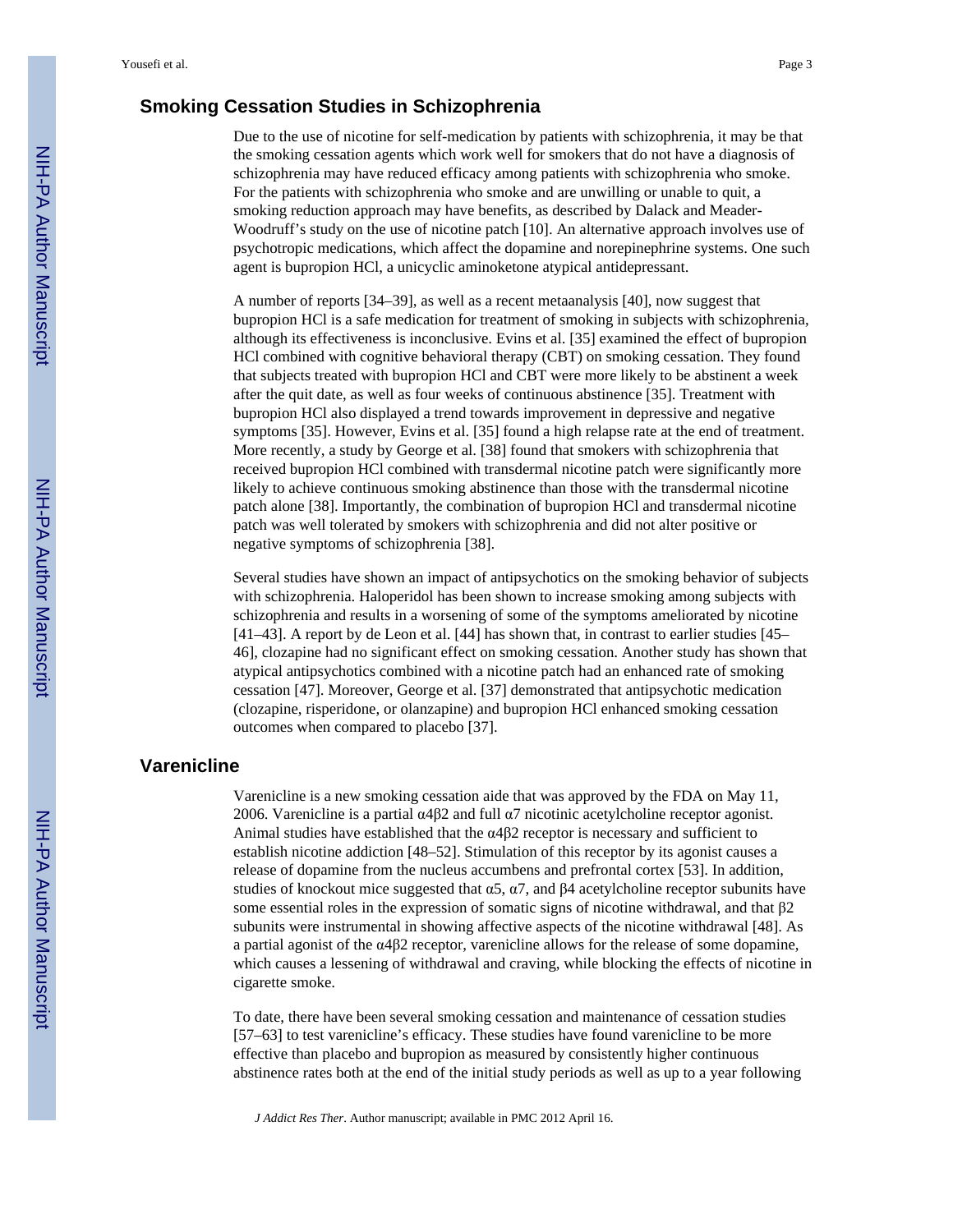## Smoking Cessation Studies in Schizophrenia

Due to the use of nicotine for self-medication by patients with schizophrenia, it may be that the smoking cessation agents which work well for smokers that do not have a diagnosis of schizophrenia may have reduced efficacy among patients with schizophrenia who smoke. For the patients with schizophrenia who smoke and are unwilling or unable to quit, a smoking reduction approach may have benefits, as described by Dalack and Meader-Woodruff's study on the use of nicotine patch [10]. An alternative approach involves use of psychotropic medications, which affect the dopamine and norepinephrine systems. One such agent is bupropion HCl, a unicyclic aminoketone atypical antidepressant.

A number of reports [34–39], as well as a recent metaanalysis [40], now suggest that bupropion HCl is a safe medication for treatment of smoking in subjects with schizophrenia, although its effectiveness is inconclusive. Evins et al. [35] examined the effect of bupropion HCl combined with cognitive behavioral therapy (CBT) on smoking cessation. They found that subjects treated with bupropion HCl and CBT were more likely to be abstinent a week after the quit date, as well as four weeks of continuous abstinence [35]. Treatment with bupropion HCl also displayed a trend towards improvement in depressive and negative symptoms [35]. However, Evins et al. [35] found a high relapse rate at the end of treatment. More recently, a study by George et al. [38] found that smokers with schizophrenia that received bupropion HCl combined with transdermal nicotine patch were significantly more likely to achieve continuous smoking abstinence than those with the transdermal nicotine patch alone [38]. Importantly, the combination of bupropion HCl and transdermal nicotine patch was well tolerated by smokers with schizophrenia and did not alter positive or negative symptoms of schizophrenia [38].

Several studies have shown an impact of antipsychotics on the smoking behavior of subjects with schizophrenia. Haloperidol has been shown to increase smoking among subjects with schizophrenia and results in a worsening of some of the symptoms ameliorated by nicotine [41–43]. A report by de Leon et al. [44] has shown that, in contrast to earlier studies [45–46], clozapine had no significant effect on smoking cessation. Another study has shown that atypical antipsychotics combined with a nicotine patch had an enhanced rate of smoking cessation [47]. Moreover, George et al. [37] demonstrated that antipsychotic medication (clozapine, risperidone, or olanzapine) and bupropion HCl enhanced smoking cessation outcomes when compared to placebo [37].

## Varenicline

Varenicline is a new smoking cessation aide that was approved by the FDA on May 11, 2006. Varenicline is a partial $\alpha4\beta2$ and full $\alpha7$ nicotinic acetylcholine receptor agonist. Animal studies have established that the $\alpha4\beta2$ receptor is necessary and sufficient to establish nicotine addiction [48–52]. Stimulation of this receptor by its agonist causes a release of dopamine from the nucleus accumbens and prefrontal cortex [53]. In addition, studies of knockout mice suggested that $\alpha5$, $\alpha7$, and $\beta4$ acetylcholine receptor subunits have some essential roles in the expression of somatic signs of nicotine withdrawal, and that $\beta2$ subunits were instrumental in showing affective aspects of the nicotine withdrawal [48]. As a partial agonist of the $\alpha4\beta2$ receptor, varenicline allows for the release of some dopamine, which causes a lessening of withdrawal and craving, while blocking the effects of nicotine in cigarette smoke.

To date, there have been several smoking cessation and maintenance of cessation studies [57–63] to test varenicline's efficacy. These studies have found varenicline to be more effective than placebo and bupropion as measured by consistently higher continuous abstinence rates both at the end of the initial study periods as well as up to a year following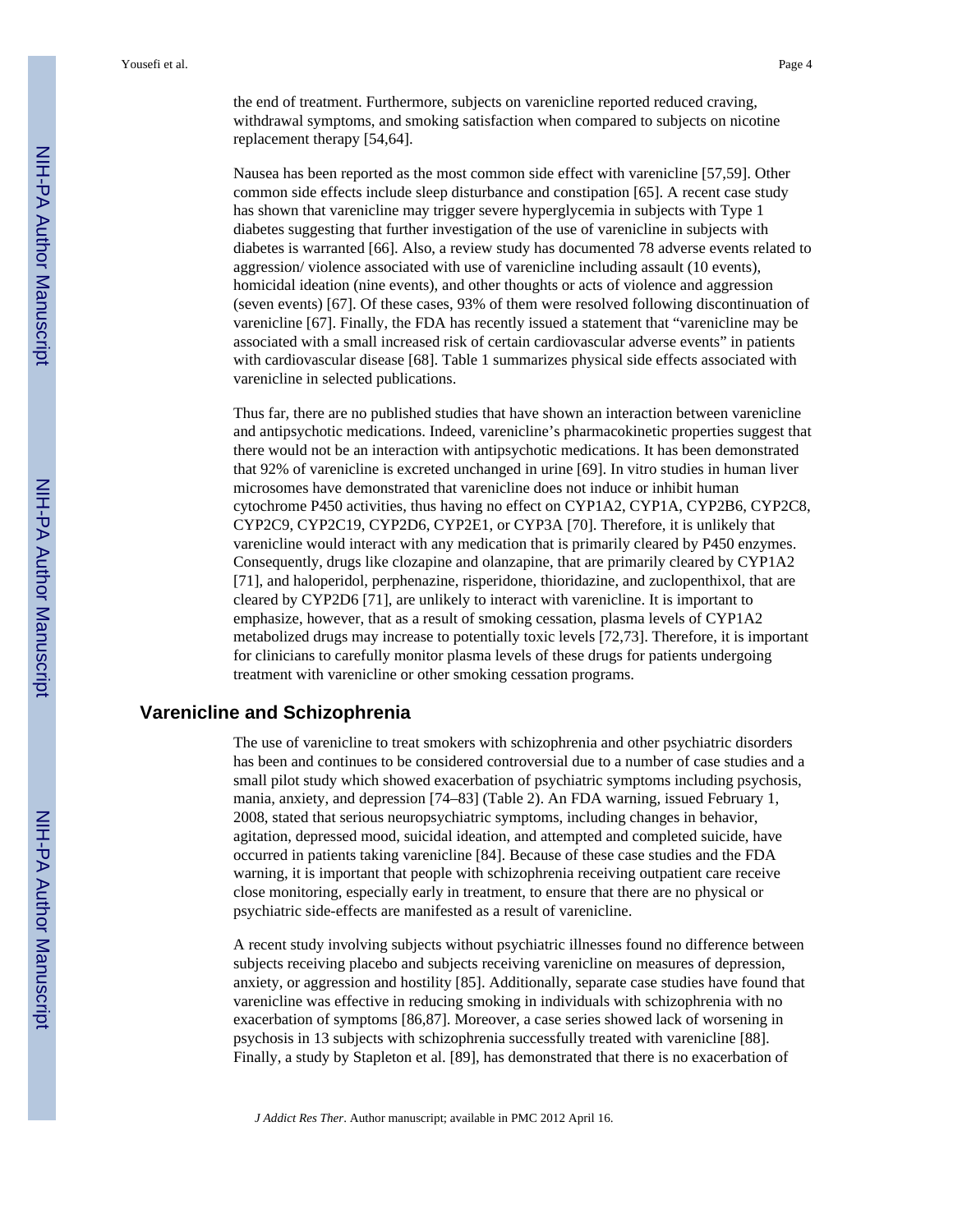the end of treatment. Furthermore, subjects on varenicline reported reduced craving, withdrawal symptoms, and smoking satisfaction when compared to subjects on nicotine replacement therapy [54,64].

Nausea has been reported as the most common side effect with varenicline [57,59]. Other common side effects include sleep disturbance and constipation [65]. A recent case study has shown that varenicline may trigger severe hyperglycemia in subjects with Type 1 diabetes suggesting that further investigation of the use of varenicline in subjects with diabetes is warranted [66]. Also, a review study has documented 78 adverse events related to aggression/ violence associated with use of varenicline including assault (10 events), homicidal ideation (nine events), and other thoughts or acts of violence and aggression (seven events) [67]. Of these cases, 93% of them were resolved following discontinuation of varenicline [67]. Finally, the FDA has recently issued a statement that "varenicline may be associated with a small increased risk of certain cardiovascular adverse events" in patients with cardiovascular disease [68]. Table 1 summarizes physical side effects associated with varenicline in selected publications.

Thus far, there are no published studies that have shown an interaction between varenicline and antipsychotic medications. Indeed, varenicline's pharmacokinetic properties suggest that there would not be an interaction with antipsychotic medications. It has been demonstrated that 92% of varenicline is excreted unchanged in urine [69]. In vitro studies in human liver microsomes have demonstrated that varenicline does not induce or inhibit human cytochrome P450 activities, thus having no effect on CYP1A2, CYP1A, CYP2B6, CYP2C8, CYP2C9, CYP2C19, CYP2D6, CYP2E1, or CYP3A [70]. Therefore, it is unlikely that varenicline would interact with any medication that is primarily cleared by P450 enzymes. Consequently, drugs like clozapine and olanzapine, that are primarily cleared by CYP1A2 [71], and haloperidol, perphenazine, risperidone, thioridazine, and zuclopenthixol, that are cleared by CYP2D6 [71], are unlikely to interact with varenicline. It is important to emphasize, however, that as a result of smoking cessation, plasma levels of CYP1A2 metabolized drugs may increase to potentially toxic levels [72,73]. Therefore, it is important for clinicians to carefully monitor plasma levels of these drugs for patients undergoing treatment with varenicline or other smoking cessation programs.

## Varenicline and Schizophrenia

The use of varenicline to treat smokers with schizophrenia and other psychiatric disorders has been and continues to be considered controversial due to a number of case studies and a small pilot study which showed exacerbation of psychiatric symptoms including psychosis, mania, anxiety, and depression [74–83] (Table 2). An FDA warning, issued February 1, 2008, stated that serious neuropsychiatric symptoms, including changes in behavior, agitation, depressed mood, suicidal ideation, and attempted and completed suicide, have occurred in patients taking varenicline [84]. Because of these case studies and the FDA warning, it is important that people with schizophrenia receiving outpatient care receive close monitoring, especially early in treatment, to ensure that there are no physical or psychiatric side-effects are manifested as a result of varenicline.

A recent study involving subjects without psychiatric illnesses found no difference between subjects receiving placebo and subjects receiving varenicline on measures of depression, anxiety, or aggression and hostility [85]. Additionally, separate case studies have found that varenicline was effective in reducing smoking in individuals with schizophrenia with no exacerbation of symptoms [86,87]. Moreover, a case series showed lack of worsening in psychosis in 13 subjects with schizophrenia successfully treated with varenicline [88]. Finally, a study by Stapleton et al. [89], has demonstrated that there is no exacerbation of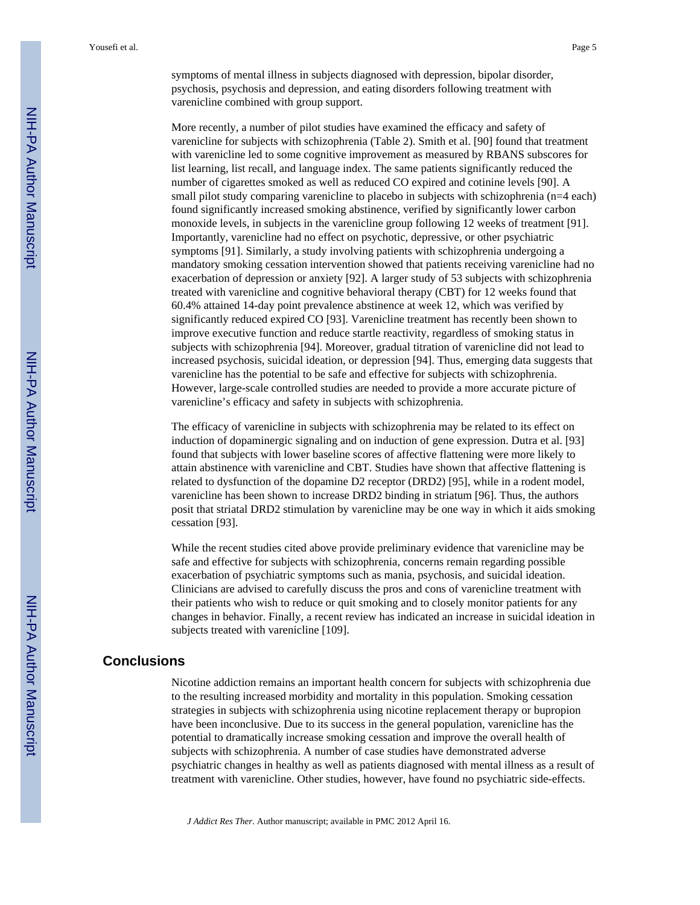symptoms of mental illness in subjects diagnosed with depression, bipolar disorder, psychosis, psychosis and depression, and eating disorders following treatment with varenicline combined with group support.

More recently, a number of pilot studies have examined the efficacy and safety of varenicline for subjects with schizophrenia (Table 2). Smith et al. [90] found that treatment with varenicline led to some cognitive improvement as measured by RBANS subscores for list learning, list recall, and language index. The same patients significantly reduced the number of cigarettes smoked as well as reduced CO expired and cotinine levels [90]. A small pilot study comparing varenicline to placebo in subjects with schizophrenia (n=4 each) found significantly increased smoking abstinence, verified by significantly lower carbon monoxide levels, in subjects in the varenicline group following 12 weeks of treatment [91]. Importantly, varenicline had no effect on psychotic, depressive, or other psychiatric symptoms [91]. Similarly, a study involving patients with schizophrenia undergoing a mandatory smoking cessation intervention showed that patients receiving varenicline had no exacerbation of depression or anxiety [92]. A larger study of 53 subjects with schizophrenia treated with varenicline and cognitive behavioral therapy (CBT) for 12 weeks found that 60.4% attained 14-day point prevalence abstinence at week 12, which was verified by significantly reduced expired CO [93]. Varenicline treatment has recently been shown to improve executive function and reduce startle reactivity, regardless of smoking status in subjects with schizophrenia [94]. Moreover, gradual titration of varenicline did not lead to increased psychosis, suicidal ideation, or depression [94]. Thus, emerging data suggests that varenicline has the potential to be safe and effective for subjects with schizophrenia. However, large-scale controlled studies are needed to provide a more accurate picture of varenicline's efficacy and safety in subjects with schizophrenia.

The efficacy of varenicline in subjects with schizophrenia may be related to its effect on induction of dopaminergic signaling and on induction of gene expression. Dutra et al. [93] found that subjects with lower baseline scores of affective flattening were more likely to attain abstinence with varenicline and CBT. Studies have shown that affective flattening is related to dysfunction of the dopamine D2 receptor (DRD2) [95], while in a rodent model, varenicline has been shown to increase DRD2 binding in striatum [96]. Thus, the authors posit that striatal DRD2 stimulation by varenicline may be one way in which it aids smoking cessation [93].

While the recent studies cited above provide preliminary evidence that varenicline may be safe and effective for subjects with schizophrenia, concerns remain regarding possible exacerbation of psychiatric symptoms such as mania, psychosis, and suicidal ideation. Clinicians are advised to carefully discuss the pros and cons of varenicline treatment with their patients who wish to reduce or quit smoking and to closely monitor patients for any changes in behavior. Finally, a recent review has indicated an increase in suicidal ideation in subjects treated with varenicline [109].

## Conclusions

Nicotine addiction remains an important health concern for subjects with schizophrenia due to the resulting increased morbidity and mortality in this population. Smoking cessation strategies in subjects with schizophrenia using nicotine replacement therapy or bupropion have been inconclusive. Due to its success in the general population, varenicline has the potential to dramatically increase smoking cessation and improve the overall health of subjects with schizophrenia. A number of case studies have demonstrated adverse psychiatric changes in healthy as well as patients diagnosed with mental illness as a result of treatment with varenicline. Other studies, however, have found no psychiatric side-effects.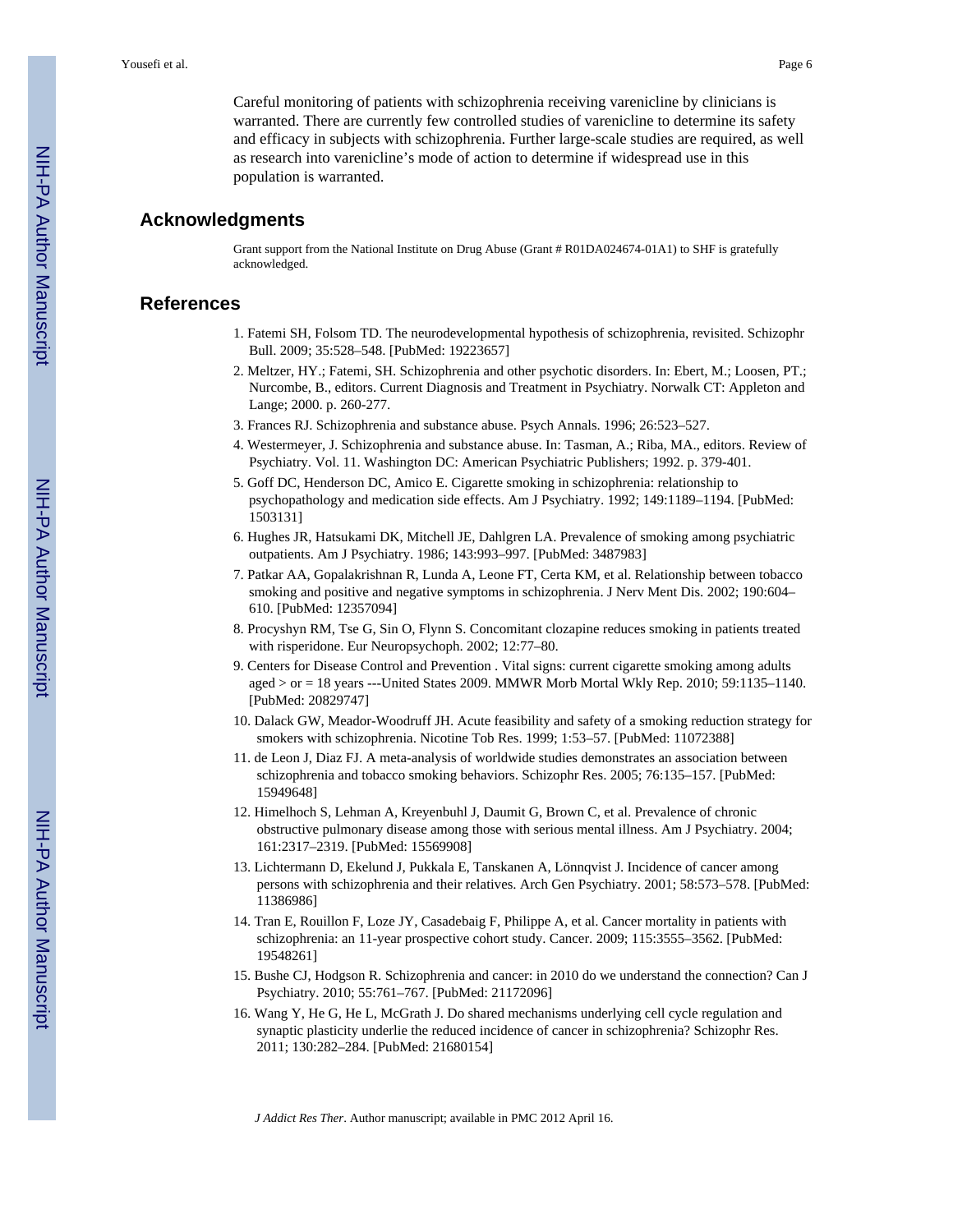Careful monitoring of patients with schizophrenia receiving varenicline by clinicians is warranted. There are currently few controlled studies of varenicline to determine its safety and efficacy in subjects with schizophrenia. Further large-scale studies are required, as well as research into varenicline's mode of action to determine if widespread use in this population is warranted.

## Acknowledgments

Grant support from the National Institute on Drug Abuse (Grant # R01DA024674-01A1) to SHF is gratefully acknowledged.

## References

1. Fatemi SH, Folsom TD. The neurodevelopmental hypothesis of schizophrenia, revisited. Schizophr Bull. 2009; 35:528–548. [PubMed: 19223657]
2. Meltzer, HY.; Fatemi, SH. Schizophrenia and other psychotic disorders. In: Ebert, M.; Loosen, PT.; Nurcombe, B., editors. Current Diagnosis and Treatment in Psychiatry. Norwalk CT: Appleton and Lange; 2000. p. 260-277.
3. Frances RJ. Schizophrenia and substance abuse. Psych Annals. 1996; 26:523–527.
4. Westermeyer, J. Schizophrenia and substance abuse. In: Tasman, A.; Riba, MA., editors. Review of Psychiatry. Vol. 11. Washington DC: American Psychiatric Publishers; 1992. p. 379-401.
5. Goff DC, Henderson DC, Amico E. Cigarette smoking in schizophrenia: relationship to psychopathology and medication side effects. Am J Psychiatry. 1992; 149:1189–1194. [PubMed: 1503131]
6. Hughes JR, Hatsukami DK, Mitchell JE, Dahlgren LA. Prevalence of smoking among psychiatric outpatients. Am J Psychiatry. 1986; 143:993–997. [PubMed: 3487983]
7. Patkar AA, Gopalakrishnan R, Lunda A, Leone FT, Certa KM, et al. Relationship between tobacco smoking and positive and negative symptoms in schizophrenia. J Nerv Ment Dis. 2002; 190:604–610. [PubMed: 12357094]
8. Procyshyn RM, Tse G, Sin O, Flynn S. Concomitant clozapine reduces smoking in patients treated with risperidone. Eur Neuropsychoph. 2002; 12:77–80.
9. Centers for Disease Control and Prevention . Vital signs: current cigarette smoking among adults aged > or = 18 years ---United States 2009. MMWR Morb Mortal Wkly Rep. 2010; 59:1135–1140. [PubMed: 20829747]
10. Dalack GW, Meador-Woodruff JH. Acute feasibility and safety of a smoking reduction strategy for smokers with schizophrenia. Nicotine Tob Res. 1999; 1:53–57. [PubMed: 11072388]
11. de Leon J, Diaz FJ. A meta-analysis of worldwide studies demonstrates an association between schizophrenia and tobacco smoking behaviors. Schizophr Res. 2005; 76:135–157. [PubMed: 15949648]
12. Himelhoch S, Lehman A, Kreyenbuhl J, Daumit G, Brown C, et al. Prevalence of chronic obstructive pulmonary disease among those with serious mental illness. Am J Psychiatry. 2004; 161:2317–2319. [PubMed: 15569908]
13. Lichtermann D, Ekelund J, Pukkala E, Tanskanen A, Lönnqvist J. Incidence of cancer among persons with schizophrenia and their relatives. Arch Gen Psychiatry. 2001; 58:573–578. [PubMed: 11386986]
14. Tran E, Rouillon F, Loze JY, Casadebaig F, Philippe A, et al. Cancer mortality in patients with schizophrenia: an 11-year prospective cohort study. Cancer. 2009; 115:3555–3562. [PubMed: 19548261]
15. Bushe CJ, Hodgson R. Schizophrenia and cancer: in 2010 do we understand the connection? Can J Psychiatry. 2010; 55:761–767. [PubMed: 21172096]
16. Wang Y, He G, He L, McGrath J. Do shared mechanisms underlying cell cycle regulation and synaptic plasticity underlie the reduced incidence of cancer in schizophrenia? Schizophr Res. 2011; 130:282–284. [PubMed: 21680154]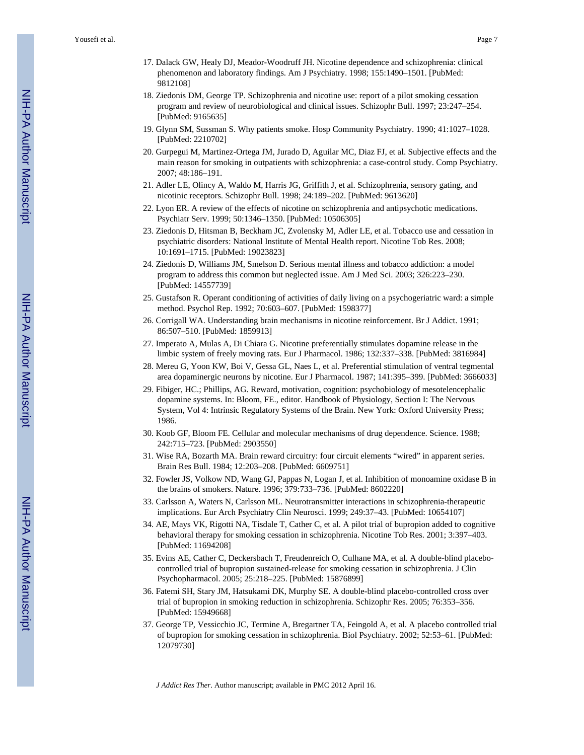17. Dalack GW, Healy DJ, Meador-Woodruff JH. Nicotine dependence and schizophrenia: clinical phenomenon and laboratory findings. Am J Psychiatry. 1998; 155:1490–1501. [PubMed: 9812108]
18. Ziedonis DM, George TP. Schizophrenia and nicotine use: report of a pilot smoking cessation program and review of neurobiological and clinical issues. Schizophr Bull. 1997; 23:247–254. [PubMed: 9165635]
19. Glynn SM, Sussman S. Why patients smoke. Hosp Community Psychiatry. 1990; 41:1027–1028. [PubMed: 2210702]
20. Gurpegui M, Martinez-Ortega JM, Jurado D, Aguilar MC, Diaz FJ, et al. Subjective effects and the main reason for smoking in outpatients with schizophrenia: a case-control study. Comp Psychiatry. 2007; 48:186–191.
21. Adler LE, Olincy A, Waldo M, Harris JG, Griffith J, et al. Schizophrenia, sensory gating, and nicotinic receptors. Schizophr Bull. 1998; 24:189–202. [PubMed: 9613620]
22. Lyon ER. A review of the effects of nicotine on schizophrenia and antipsychotic medications. Psychiatr Serv. 1999; 50:1346–1350. [PubMed: 10506305]
23. Ziedonis D, Hitsman B, Beckham JC, Zvolensky M, Adler LE, et al. Tobacco use and cessation in psychiatric disorders: National Institute of Mental Health report. Nicotine Tob Res. 2008; 10:1691–1715. [PubMed: 19023823]
24. Ziedonis D, Williams JM, Smelson D. Serious mental illness and tobacco addiction: a model program to address this common but neglected issue. Am J Med Sci. 2003; 326:223–230. [PubMed: 14557739]
25. Gustafson R. Operant conditioning of activities of daily living on a psychogeriatric ward: a simple method. Psychol Rep. 1992; 70:603–607. [PubMed: 1598377]
26. Corrigall WA. Understanding brain mechanisms in nicotine reinforcement. Br J Addict. 1991; 86:507–510. [PubMed: 1859913]
27. Imperato A, Mulas A, Di Chiara G. Nicotine preferentially stimulates dopamine release in the limbic system of freely moving rats. Eur J Pharmacol. 1986; 132:337–338. [PubMed: 3816984]
28. Mereu G, Yoon KW, Boi V, Gessa GL, Naes L, et al. Preferential stimulation of ventral tegmental area dopaminergic neurons by nicotine. Eur J Pharmacol. 1987; 141:395–399. [PubMed: 3666033]
29. Fibiger, HC.; Phillips, AG. Reward, motivation, cognition: psychobiology of mesotelencephalic dopamine systems. In: Bloom, FE., editor. Handbook of Physiology, Section I: The Nervous System, Vol 4: Intrinsic Regulatory Systems of the Brain. New York: Oxford University Press; 1986.
30. Koob GF, Bloom FE. Cellular and molecular mechanisms of drug dependence. Science. 1988; 242:715–723. [PubMed: 2903550]
31. Wise RA, Bozarth MA. Brain reward circuitry: four circuit elements "wired" in apparent series. Brain Res Bull. 1984; 12:203–208. [PubMed: 6609751]
32. Fowler JS, Volkow ND, Wang GJ, Pappas N, Logan J, et al. Inhibition of monoamine oxidase B in the brains of smokers. Nature. 1996; 379:733–736. [PubMed: 8602220]
33. Carlsson A, Waters N, Carlsson ML. Neurotransmitter interactions in schizophrenia-therapeutic implications. Eur Arch Psychiatry Clin Neurosci. 1999; 249:37–43. [PubMed: 10654107]
34. AE, Mays VK, Rigotti NA, Tisdale T, Cather C, et al. A pilot trial of bupropion added to cognitive behavioral therapy for smoking cessation in schizophrenia. Nicotine Tob Res. 2001; 3:397–403. [PubMed: 11694208]
35. Evins AE, Cather C, Deckersbach T, Freudenreich O, Culhane MA, et al. A double-blind placebo-controlled trial of bupropion sustained-release for smoking cessation in schizophrenia. J Clin Psychopharmacol. 2005; 25:218–225. [PubMed: 15876899]
36. Fatemi SH, Stary JM, Hatsukami DK, Murphy SE. A double-blind placebo-controlled cross over trial of bupropion in smoking reduction in schizophrenia. Schizophr Res. 2005; 76:353–356. [PubMed: 15949668]
37. George TP, Vessicchio JC, Termine A, Bregartner TA, Feingold A, et al. A placebo controlled trial of bupropion for smoking cessation in schizophrenia. Biol Psychiatry. 2002; 52:53–61. [PubMed: 12079730]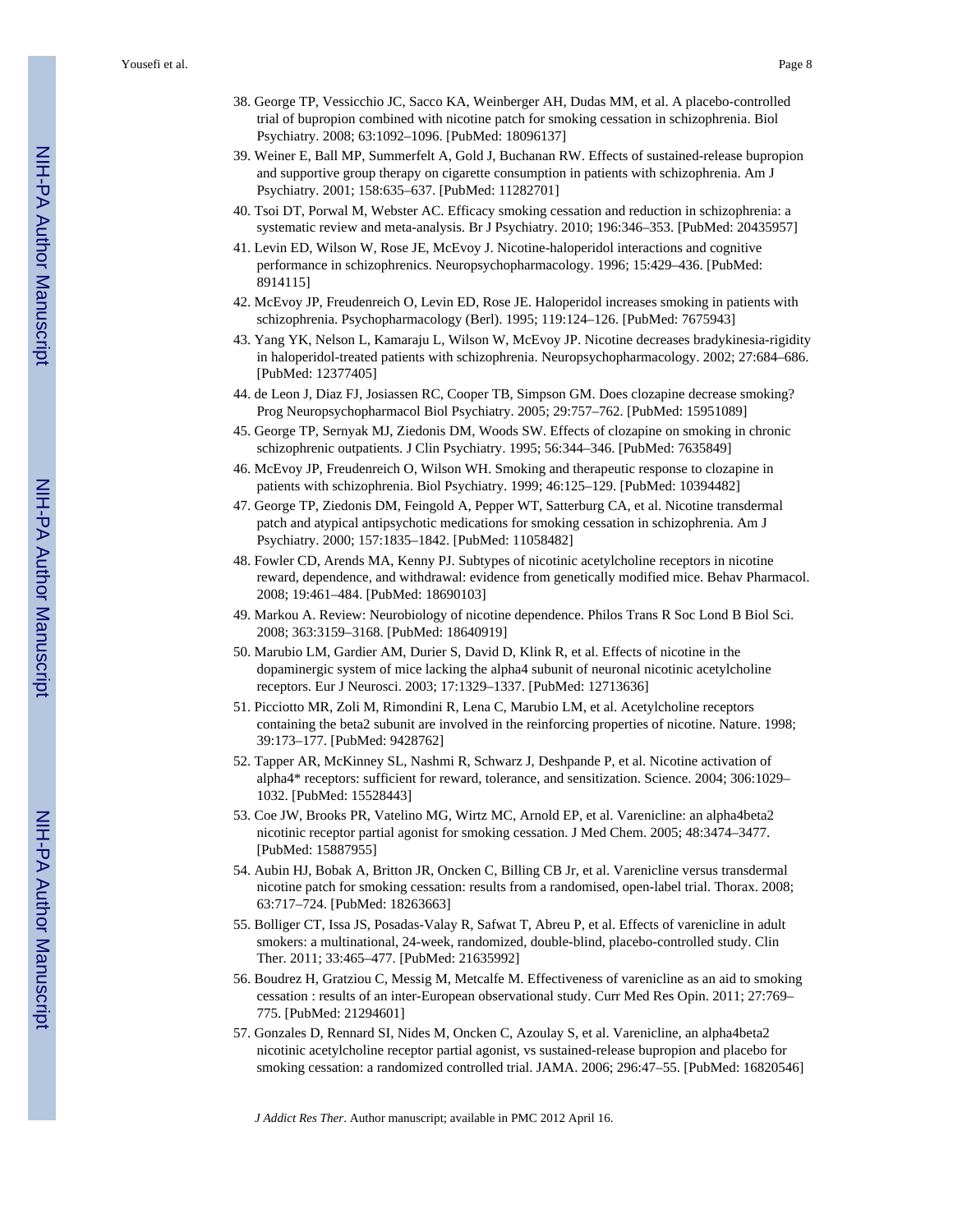38. George TP, Vessicchio JC, Sacco KA, Weinberger AH, Dudas MM, et al. A placebo-controlled trial of bupropion combined with nicotine patch for smoking cessation in schizophrenia. Biol Psychiatry. 2008; 63:1092–1096. [PubMed: 18096137]
39. Weiner E, Ball MP, Summerfelt A, Gold J, Buchanan RW. Effects of sustained-release bupropion and supportive group therapy on cigarette consumption in patients with schizophrenia. Am J Psychiatry. 2001; 158:635–637. [PubMed: 11282701]
40. Tsoi DT, Porwal M, Webster AC. Efficacy smoking cessation and reduction in schizophrenia: a systematic review and meta-analysis. Br J Psychiatry. 2010; 196:346–353. [PubMed: 20435957]
41. Levin ED, Wilson W, Rose JE, McEvoy J. Nicotine-haloperidol interactions and cognitive performance in schizophrenics. Neuropsychopharmacology. 1996; 15:429–436. [PubMed: 8914115]
42. McEvoy JP, Freudenreich O, Levin ED, Rose JE. Haloperidol increases smoking in patients with schizophrenia. Psychopharmacology (Berl). 1995; 119:124–126. [PubMed: 7675943]
43. Yang YK, Nelson L, Kamaraju L, Wilson W, McEvoy JP. Nicotine decreases bradykinesia-rigidity in haloperidol-treated patients with schizophrenia. Neuropsychopharmacology. 2002; 27:684–686. [PubMed: 12377405]
44. de Leon J, Diaz FJ, Josiassen RC, Cooper TB, Simpson GM. Does clozapine decrease smoking? Prog Neuropsychopharmacol Biol Psychiatry. 2005; 29:757–762. [PubMed: 15951089]
45. George TP, Sernyak MJ, Ziedonis DM, Woods SW. Effects of clozapine on smoking in chronic schizophrenic outpatients. J Clin Psychiatry. 1995; 56:344–346. [PubMed: 7635849]
46. McEvoy JP, Freudenreich O, Wilson WH. Smoking and therapeutic response to clozapine in patients with schizophrenia. Biol Psychiatry. 1999; 46:125–129. [PubMed: 10394482]
47. George TP, Ziedonis DM, Feingold A, Pepper WT, Satterburg CA, et al. Nicotine transdermal patch and atypical antipsychotic medications for smoking cessation in schizophrenia. Am J Psychiatry. 2000; 157:1835–1842. [PubMed: 11058482]
48. Fowler CD, Arends MA, Kenny PJ. Subtypes of nicotinic acetylcholine receptors in nicotine reward, dependence, and withdrawal: evidence from genetically modified mice. Behav Pharmacol. 2008; 19:461–484. [PubMed: 18690103]
49. Markou A. Review: Neurobiology of nicotine dependence. Philos Trans R Soc Lond B Biol Sci. 2008; 363:3159–3168. [PubMed: 18640919]
50. Marubio LM, Gardier AM, Durier S, David D, Klink R, et al. Effects of nicotine in the dopaminergic system of mice lacking the alpha4 subunit of neuronal nicotinic acetylcholine receptors. Eur J Neurosci. 2003; 17:1329–1337. [PubMed: 12713636]
51. Picciotto MR, Zoli M, Rimondini R, Lena C, Marubio LM, et al. Acetylcholine receptors containing the beta2 subunit are involved in the reinforcing properties of nicotine. Nature. 1998; 39:173–177. [PubMed: 9428762]
52. Tapper AR, McKinney SL, Nashmi R, Schwarz J, Deshpande P, et al. Nicotine activation of alpha4* receptors: sufficient for reward, tolerance, and sensitization. Science. 2004; 306:1029–1032. [PubMed: 15528443]
53. Coe JW, Brooks PR, Vatelino MG, Wirtz MC, Arnold EP, et al. Varenicline: an alpha4beta2 nicotinic receptor partial agonist for smoking cessation. J Med Chem. 2005; 48:3474–3477. [PubMed: 15887955]
54. Aubin HJ, Bobak A, Britton JR, Oncken C, Billing CB Jr, et al. Varenicline versus transdermal nicotine patch for smoking cessation: results from a randomised, open-label trial. Thorax. 2008; 63:717–724. [PubMed: 18263663]
55. Bolliger CT, Issa JS, Posadas-Valay R, Safwat T, Abreu P, et al. Effects of varenicline in adult smokers: a multinational, 24-week, randomized, double-blind, placebo-controlled study. Clin Ther. 2011; 33:465–477. [PubMed: 21635992]
56. Boudrez H, Gratziou C, Messig M, Metcalfe M. Effectiveness of varenicline as an aid to smoking cessation : results of an inter-European observational study. Curr Med Res Opin. 2011; 27:769–775. [PubMed: 21294601]
57. Gonzales D, Rennard SI, Nides M, Oncken C, Azoulay S, et al. Varenicline, an alpha4beta2 nicotinic acetylcholine receptor partial agonist, vs sustained-release bupropion and placebo for smoking cessation: a randomized controlled trial. JAMA. 2006; 296:47–55. [PubMed: 16820546]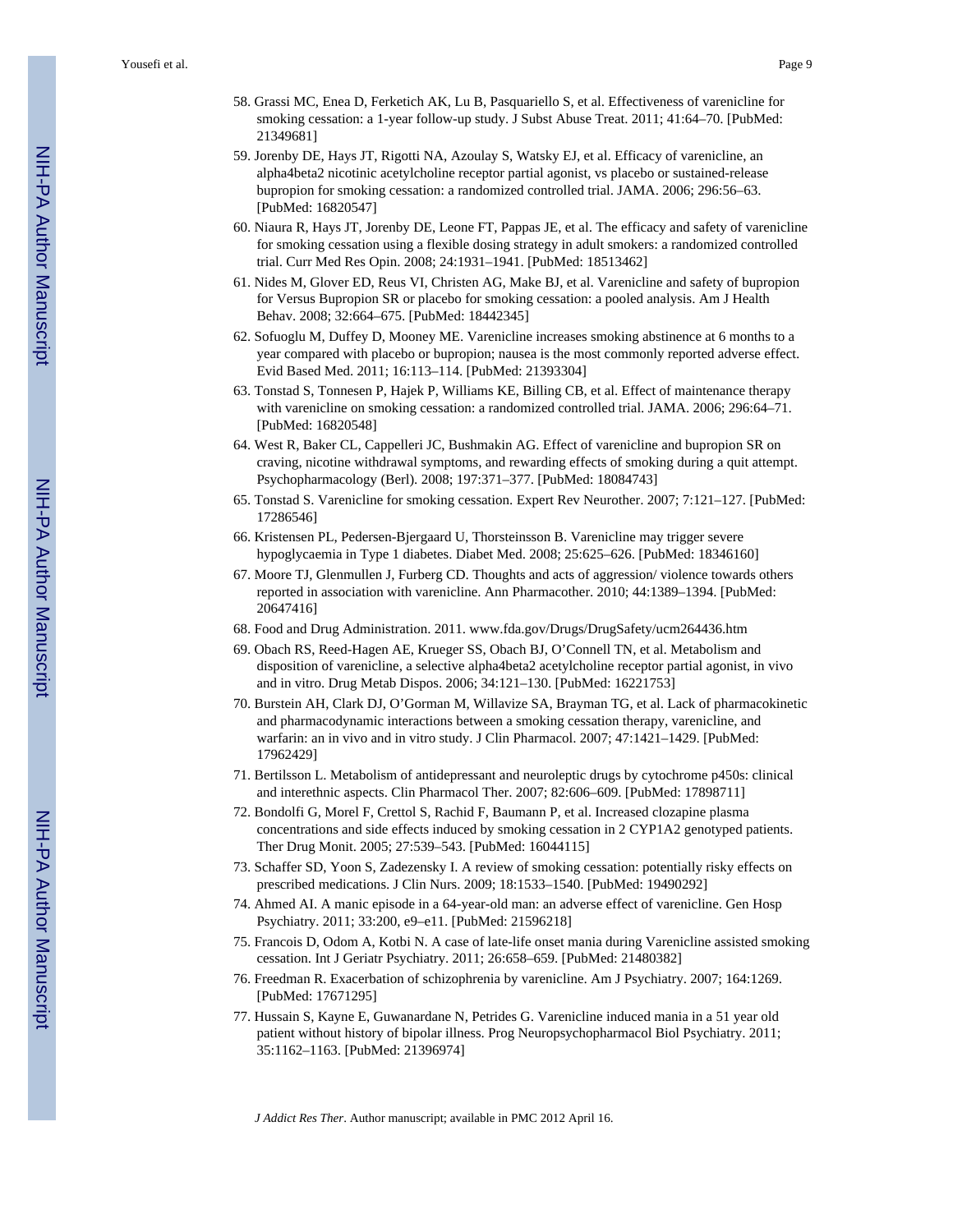58. Grassi MC, Enea D, Ferketich AK, Lu B, Pasquariello S, et al. Effectiveness of varenicline for smoking cessation: a 1-year follow-up study. J Subst Abuse Treat. 2011; 41:64–70. [PubMed: 21349681]
59. Jorenby DE, Hays JT, Rigotti NA, Azoulay S, Watsky EJ, et al. Efficacy of varenicline, an alpha4beta2 nicotinic acetylcholine receptor partial agonist, vs placebo or sustained-release bupropion for smoking cessation: a randomized controlled trial. JAMA. 2006; 296:56–63. [PubMed: 16820547]
60. Niaura R, Hays JT, Jorenby DE, Leone FT, Pappas JE, et al. The efficacy and safety of varenicline for smoking cessation using a flexible dosing strategy in adult smokers: a randomized controlled trial. Curr Med Res Opin. 2008; 24:1931–1941. [PubMed: 18513462]
61. Nides M, Glover ED, Reus VI, Christen AG, Make BJ, et al. Varenicline and safety of bupropion for Versus Bupropion SR or placebo for smoking cessation: a pooled analysis. Am J Health Behav. 2008; 32:664–675. [PubMed: 18442345]
62. Sofuoglu M, Duffey D, Mooney ME. Varenicline increases smoking abstinence at 6 months to a year compared with placebo or bupropion; nausea is the most commonly reported adverse effect. Evid Based Med. 2011; 16:113–114. [PubMed: 21393304]
63. Tonstad S, Tonnesen P, Hajek P, Williams KE, Billing CB, et al. Effect of maintenance therapy with varenicline on smoking cessation: a randomized controlled trial. JAMA. 2006; 296:64–71. [PubMed: 16820548]
64. West R, Baker CL, Cappelleri JC, Bushmakin AG. Effect of varenicline and bupropion SR on craving, nicotine withdrawal symptoms, and rewarding effects of smoking during a quit attempt. Psychopharmacology (Berl). 2008; 197:371–377. [PubMed: 18084743]
65. Tonstad S. Varenicline for smoking cessation. Expert Rev Neurother. 2007; 7:121–127. [PubMed: 17286546]
66. Kristensen PL, Pedersen-Bjergaard U, Thorsteinsson B. Varenicline may trigger severe hypoglycaemia in Type 1 diabetes. Diabet Med. 2008; 25:625–626. [PubMed: 18346160]
67. Moore TJ, Glenmullen J, Furberg CD. Thoughts and acts of aggression/ violence towards others reported in association with varenicline. Ann Pharmacother. 2010; 44:1389–1394. [PubMed: 20647416]
68. Food and Drug Administration. 2011. www.fda.gov/Drugs/DrugSafety/ucm264436.htm
69. Obach RS, Reed-Hagen AE, Krueger SS, Obach BJ, O'Connell TN, et al. Metabolism and disposition of varenicline, a selective alpha4beta2 acetylcholine receptor partial agonist, in vivo and in vitro. Drug Metab Dispos. 2006; 34:121–130. [PubMed: 16221753]
70. Burstein AH, Clark DJ, O'Gorman M, Willavize SA, Brayman TG, et al. Lack of pharmacokinetic and pharmacodynamic interactions between a smoking cessation therapy, varenicline, and warfarin: an in vivo and in vitro study. J Clin Pharmacol. 2007; 47:1421–1429. [PubMed: 17962429]
71. Bertilsson L. Metabolism of antidepressant and neuroleptic drugs by cytochrome p450s: clinical and interethnic aspects. Clin Pharmacol Ther. 2007; 82:606–609. [PubMed: 17898711]
72. Bondolfi G, Morel F, Crettol S, Rachid F, Baumann P, et al. Increased clozapine plasma concentrations and side effects induced by smoking cessation in 2 CYP1A2 genotyped patients. Ther Drug Monit. 2005; 27:539–543. [PubMed: 16044115]
73. Schaffer SD, Yoon S, Zadezensky I. A review of smoking cessation: potentially risky effects on prescribed medications. J Clin Nurs. 2009; 18:1533–1540. [PubMed: 19490292]
74. Ahmed AI. A manic episode in a 64-year-old man: an adverse effect of varenicline. Gen Hosp Psychiatry. 2011; 33:200, e9–e11. [PubMed: 21596218]
75. Francois D, Odom A, Kotbi N. A case of late-life onset mania during Varenicline assisted smoking cessation. Int J Geriatr Psychiatry. 2011; 26:658–659. [PubMed: 21480382]
76. Freedman R. Exacerbation of schizophrenia by varenicline. Am J Psychiatry. 2007; 164:1269. [PubMed: 17671295]
77. Hussain S, Kayne E, Guwanardane N, Petrides G. Varenicline induced mania in a 51 year old patient without history of bipolar illness. Prog Neuropsychopharmacol Biol Psychiatry. 2011; 35:1162–1163. [PubMed: 21396974]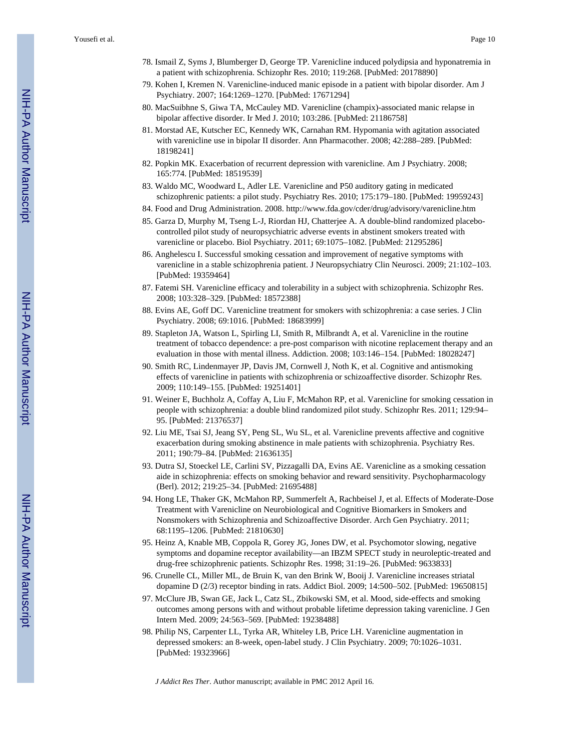78. Ismail Z, Syms J, Blumberger D, George TP. Varenicline induced polydipsia and hyponatremia in a patient with schizophrenia. Schizophr Res. 2010; 119:268. [PubMed: 20178890]
79. Kohen I, Kremen N. Varenicline-induced manic episode in a patient with bipolar disorder. Am J Psychiatry. 2007; 164:1269–1270. [PubMed: 17671294]
80. MacSuibhne S, Giwa TA, McCauley MD. Varenicline (champix)-associated manic relapse in bipolar affective disorder. Ir Med J. 2010; 103:286. [PubMed: 21186758]
81. Morstad AE, Kutscher EC, Kennedy WK, Carnahan RM. Hypomania with agitation associated with varenicline use in bipolar II disorder. Ann Pharmacother. 2008; 42:288–289. [PubMed: 18198241]
82. Popkin MK. Exacerbation of recurrent depression with varenicline. Am J Psychiatry. 2008; 165:774. [PubMed: 18519539]
83. Waldo MC, Woodward L, Adler LE. Varenicline and P50 auditory gating in medicated schizophrenic patients: a pilot study. Psychiatry Res. 2010; 175:179–180. [PubMed: 19959243]
84. Food and Drug Administration. 2008. http://www.fda.gov/cder/drug/advisory/varenicline.htm
85. Garza D, Murphy M, Tseng L-J, Riordan HJ, Chatterjee A. A double-blind randomized placebo-controlled pilot study of neuropsychiatric adverse events in abstinent smokers treated with varenicline or placebo. Biol Psychiatry. 2011; 69:1075–1082. [PubMed: 21295286]
86. Anghelescu I. Successful smoking cessation and improvement of negative symptoms with varenicline in a stable schizophrenia patient. J Neuropsychiatry Clin Neurosci. 2009; 21:102–103. [PubMed: 19359464]
87. Fatemi SH. Varenicline efficacy and tolerability in a subject with schizophrenia. Schizophr Res. 2008; 103:328–329. [PubMed: 18572388]
88. Evins AE, Goff DC. Varenicline treatment for smokers with schizophrenia: a case series. J Clin Psychiatry. 2008; 69:1016. [PubMed: 18683999]
89. Stapleton JA, Watson L, Spirling LI, Smith R, Milbrandt A, et al. Varenicline in the routine treatment of tobacco dependence: a pre-post comparison with nicotine replacement therapy and an evaluation in those with mental illness. Addiction. 2008; 103:146–154. [PubMed: 18028247]
90. Smith RC, Lindenmayer JP, Davis JM, Cornwell J, Noth K, et al. Cognitive and antismoking effects of varenicline in patients with schizophrenia or schizoaffective disorder. Schizophr Res. 2009; 110:149–155. [PubMed: 19251401]
91. Weiner E, Buchholz A, Coffay A, Liu F, McMahon RP, et al. Varenicline for smoking cessation in people with schizophrenia: a double blind randomized pilot study. Schizophr Res. 2011; 129:94–95. [PubMed: 21376537]
92. Liu ME, Tsai SJ, Jeang SY, Peng SL, Wu SL, et al. Varenicline prevents affective and cognitive exacerbation during smoking abstinence in male patients with schizophrenia. Psychiatry Res. 2011; 190:79–84. [PubMed: 21636135]
93. Dutra SJ, Stoeckel LE, Carlini SV, Pizzagalli DA, Evins AE. Varenicline as a smoking cessation aide in schizophrenia: effects on smoking behavior and reward sensitivity. Psychopharmacology (Berl). 2012; 219:25–34. [PubMed: 21695488]
94. Hong LE, Thaker GK, McMahon RP, Summerfelt A, Rachbeisel J, et al. Effects of Moderate-Dose Treatment with Varenicline on Neurobiological and Cognitive Biomarkers in Smokers and Nonsmokers with Schizophrenia and Schizoaffective Disorder. Arch Gen Psychiatry. 2011; 68:1195–1206. [PubMed: 21810630]
95. Heinz A, Knable MB, Coppola R, Gorey JG, Jones DW, et al. Psychomotor slowing, negative symptoms and dopamine receptor availability—an IBZM SPECT study in neuroleptic-treated and drug-free schizophrenic patients. Schizophr Res. 1998; 31:19–26. [PubMed: 9633833]
96. Crunelle CL, Miller ML, de Bruin K, van den Brink W, Booij J. Varenicline increases striatal dopamine D (2/3) receptor binding in rats. Addict Biol. 2009; 14:500–502. [PubMed: 19650815]
97. McClure JB, Swan GE, Jack L, Catz SL, Zbikowski SM, et al. Mood, side-effects and smoking outcomes among persons with and without probable lifetime depression taking varenicline. J Gen Intern Med. 2009; 24:563–569. [PubMed: 19238488]
98. Philip NS, Carpenter LL, Tyrka AR, Whiteley LB, Price LH. Varenicline augmentation in depressed smokers: an 8-week, open-label study. J Clin Psychiatry. 2009; 70:1026–1031. [PubMed: 19323966]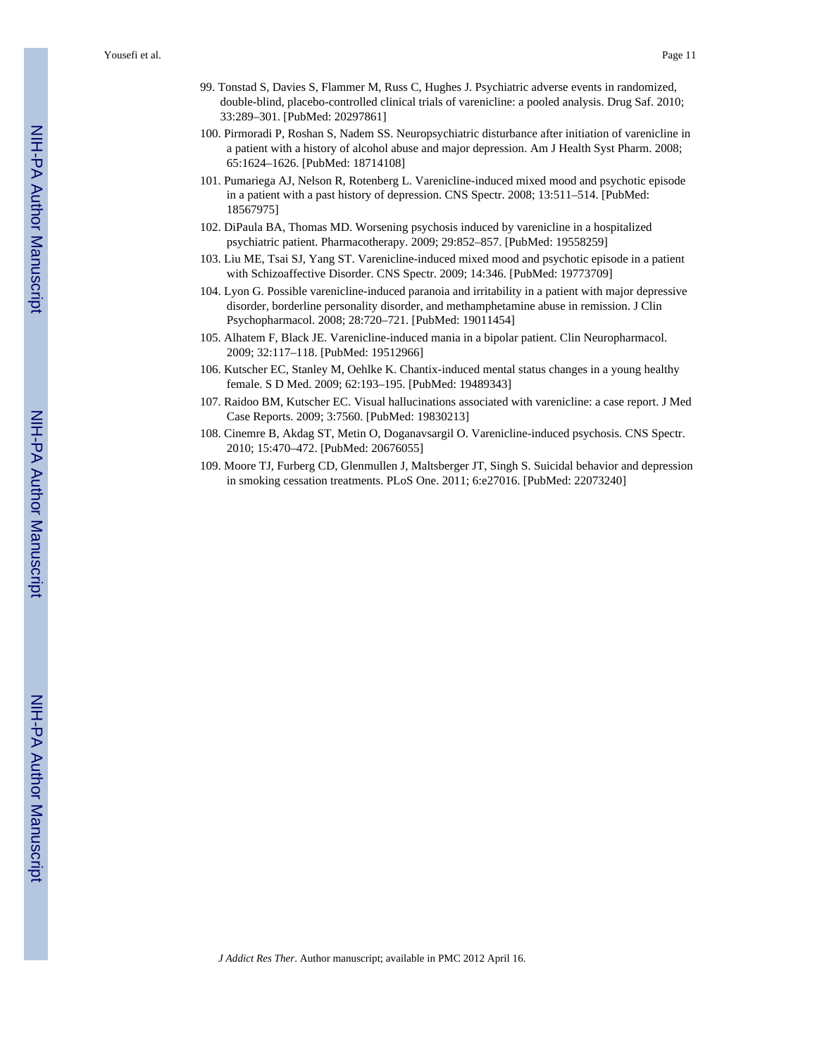99. Tonstad S, Davies S, Flammer M, Russ C, Hughes J. Psychiatric adverse events in randomized, double-blind, placebo-controlled clinical trials of varenicline: a pooled analysis. Drug Saf. 2010; 33:289–301. [PubMed: 20297861]
100. Pirmoradi P, Roshan S, Nadem SS. Neuropsychiatric disturbance after initiation of varenicline in a patient with a history of alcohol abuse and major depression. Am J Health Syst Pharm. 2008; 65:1624–1626. [PubMed: 18714108]
101. Pumariega AJ, Nelson R, Rotenberg L. Varenicline-induced mixed mood and psychotic episode in a patient with a past history of depression. CNS Spectr. 2008; 13:511–514. [PubMed: 18567975]
102. DiPaula BA, Thomas MD. Worsening psychosis induced by varenicline in a hospitalized psychiatric patient. Pharmacotherapy. 2009; 29:852–857. [PubMed: 19558259]
103. Liu ME, Tsai SJ, Yang ST. Varenicline-induced mixed mood and psychotic episode in a patient with Schizoaffective Disorder. CNS Spectr. 2009; 14:346. [PubMed: 19773709]
104. Lyon G. Possible varenicline-induced paranoia and irritability in a patient with major depressive disorder, borderline personality disorder, and methamphetamine abuse in remission. J Clin Psychopharmacol. 2008; 28:720–721. [PubMed: 19011454]
105. Alhatem F, Black JE. Varenicline-induced mania in a bipolar patient. Clin Neuropharmacol. 2009; 32:117–118. [PubMed: 19512966]
106. Kutscher EC, Stanley M, Oehlke K. Chantix-induced mental status changes in a young healthy female. S D Med. 2009; 62:193–195. [PubMed: 19489343]
107. Raidoo BM, Kutscher EC. Visual hallucinations associated with varenicline: a case report. J Med Case Reports. 2009; 3:7560. [PubMed: 19830213]
108. Cinemre B, Akdag ST, Metin O, Doganavsargil O. Varenicline-induced psychosis. CNS Spectr. 2010; 15:470–472. [PubMed: 20676055]
109. Moore TJ, Furberg CD, Glenmullen J, Maltsberger JT, Singh S. Suicidal behavior and depression in smoking cessation treatments. PLoS One. 2011; 6:e27016. [PubMed: 22073240]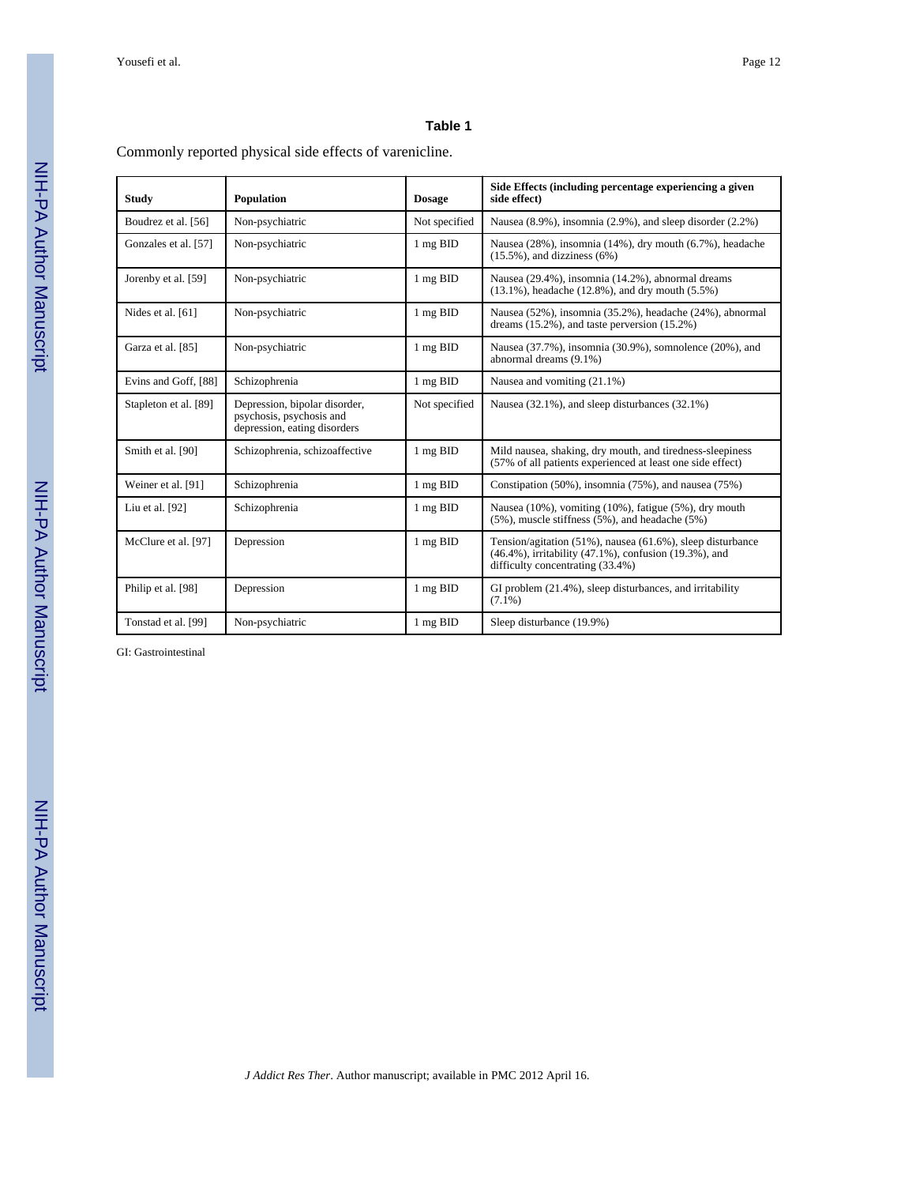**Table 1**

Commonly reported physical side effects of varenicline.

| Study | Population | Dosage | Side Effects (including percentage experiencing a given side effect) |
| --- | --- | --- | --- |
| Boudrez et al. [56] | Non-psychiatric | Not specified | Nausea (8.9%), insomnia (2.9%), and sleep disorder (2.2%) |
| Gonzales et al. [57] | Non-psychiatric | 1 mg BID | Nausea (28%), insomnia (14%), dry mouth (6.7%), headache (15.5%), and dizziness (6%) |
| Jorenby et al. [59] | Non-psychiatric | 1 mg BID | Nausea (29.4%), insomnia (14.2%), abnormal dreams (13.1%), headache (12.8%), and dry mouth (5.5%) |
| Nides et al. [61] | Non-psychiatric | 1 mg BID | Nausea (52%), insomnia (35.2%), headache (24%), abnormal dreams (15.2%), and taste perversion (15.2%) |
| Garza et al. [85] | Non-psychiatric | 1 mg BID | Nausea (37.7%), insomnia (30.9%), somnolence (20%), and abnormal dreams (9.1%) |
| Evins and Goff, [88] | Schizophrenia | 1 mg BID | Nausea and vomiting (21.1%) |
| Stapleton et al. [89] | Depression, bipolar disorder, psychosis, psychosis and depression, eating disorders | Not specified | Nausea (32.1%), and sleep disturbances (32.1%) |
| Smith et al. [90] | Schizophrenia, schizoaffective | 1 mg BID | Mild nausea, shaking, dry mouth, and tiredness-sleepiness (57% of all patients experienced at least one side effect) |
| Weiner et al. [91] | Schizophrenia | 1 mg BID | Constipation (50%), insomnia (75%), and nausea (75%) |
| Liu et al. [92] | Schizophrenia | 1 mg BID | Nausea (10%), vomiting (10%), fatigue (5%), dry mouth (5%), muscle stiffness (5%), and headache (5%) |
| McClure et al. [97] | Depression | 1 mg BID | Tension/agitation (51%), nausea (61.6%), sleep disturbance (46.4%), irritability (47.1%), confusion (19.3%), and difficulty concentrating (33.4%) |
| Philip et al. [98] | Depression | 1 mg BID | GI problem (21.4%), sleep disturbances, and irritability (7.1%) |
| Tonstad et al. [99] | Non-psychiatric | 1 mg BID | Sleep disturbance (19.9%) |

GI: Gastrointestinal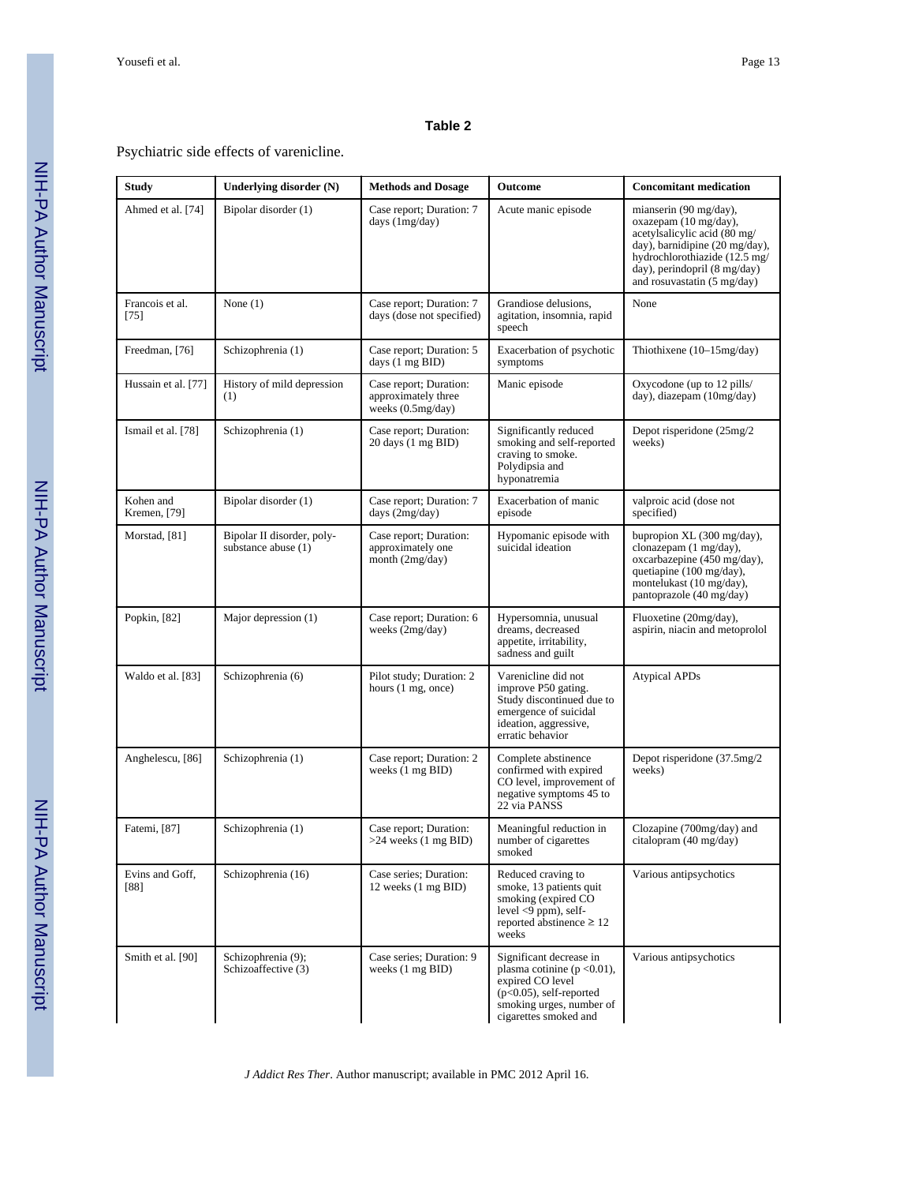**Table 2**

Psychiatric side effects of varenicline.

| Study | Underlying disorder (N) | Methods and Dosage | Outcome | Concomitant medication |
|---|---|---|---|---|
| Ahmed et al. [74] | Bipolar disorder (1) | Case report; Duration: 7 days (1mg/day) | Acute manic episode | mianserin (90 mg/day), oxazepam (10 mg/day), acetylsalicylic acid (80 mg/day), barnidipine (20 mg/day), hydrochlorothiazide (12.5 mg/day), perindopril (8 mg/day) and rosuvastatin (5 mg/day) |
| Francois et al. [75] | None (1) | Case report; Duration: 7 days (dose not specified) | Grandiose delusions, agitation, insomnia, rapid speech | None |
| Freedman, [76] | Schizophrenia (1) | Case report; Duration: 5 days (1 mg BID) | Exacerbation of psychotic symptoms | Thiothixene (10–15mg/day) |
| Hussain et al. [77] | History of mild depression (1) | Case report; Duration: approximately three weeks (0.5mg/day) | Manic episode | Oxycodone (up to 12 pills/day), diazepam (10mg/day) |
| Ismail et al. [78] | Schizophrenia (1) | Case report; Duration: 20 days (1 mg BID) | Significantly reduced smoking and self-reported craving to smoke. Polydipsia and hyponatremia | Depot risperidone (25mg/2 weeks) |
| Kohen and Kremen, [79] | Bipolar disorder (1) | Case report; Duration: 7 days (2mg/day) | Exacerbation of manic episode | valproic acid (dose not specified) |
| Morstad, [81] | Bipolar II disorder, poly-substance abuse (1) | Case report; Duration: approximately one month (2mg/day) | Hypomanic episode with suicidal ideation | bupropion XL (300 mg/day), clonazepam (1 mg/day), oxcarbazepine (450 mg/day), quetiapine (100 mg/day), montelukast (10 mg/day), pantoprazole (40 mg/day) |
| Popkin, [82] | Major depression (1) | Case report; Duration: 6 weeks (2mg/day) | Hypersomnia, unusual dreams, decreased appetite, irritability, sadness and guilt | Fluoxetine (20mg/day), aspirin, niacin and metoprolol |
| Waldo et al. [83] | Schizophrenia (6) | Pilot study; Duration: 2 hours (1 mg, once) | Varenicline did not improve P50 gating. Study discontinued due to emergence of suicidal ideation, aggressive, erratic behavior | Atypical APDs |
| Anghelescu, [86] | Schizophrenia (1) | Case report; Duration: 2 weeks (1 mg BID) | Complete abstinence confirmed with expired CO level, improvement of negative symptoms 45 to 22 via PANSS | Depot risperidone (37.5mg/2 weeks) |
| Fatemi, [87] | Schizophrenia (1) | Case report; Duration: >24 weeks (1 mg BID) | Meaningful reduction in number of cigarettes smoked | Clozapine (700mg/day) and citalopram (40 mg/day) |
| Evins and Goff, [88] | Schizophrenia (16) | Case series; Duration: 12 weeks (1 mg BID) | Reduced craving to smoke, 13 patients quit smoking (expired CO level <9 ppm), self-reported abstinence ≥ 12 weeks | Various antipsychotics |
| Smith et al. [90] | Schizophrenia (9); Schizoaffective (3) | Case series; Duration: 9 weeks (1 mg BID) | Significant decrease in plasma cotinine ($p < 0.01$), expired CO level ($p < 0.05$), self-reported smoking urges, number of cigarettes smoked and | Various antipsychotics |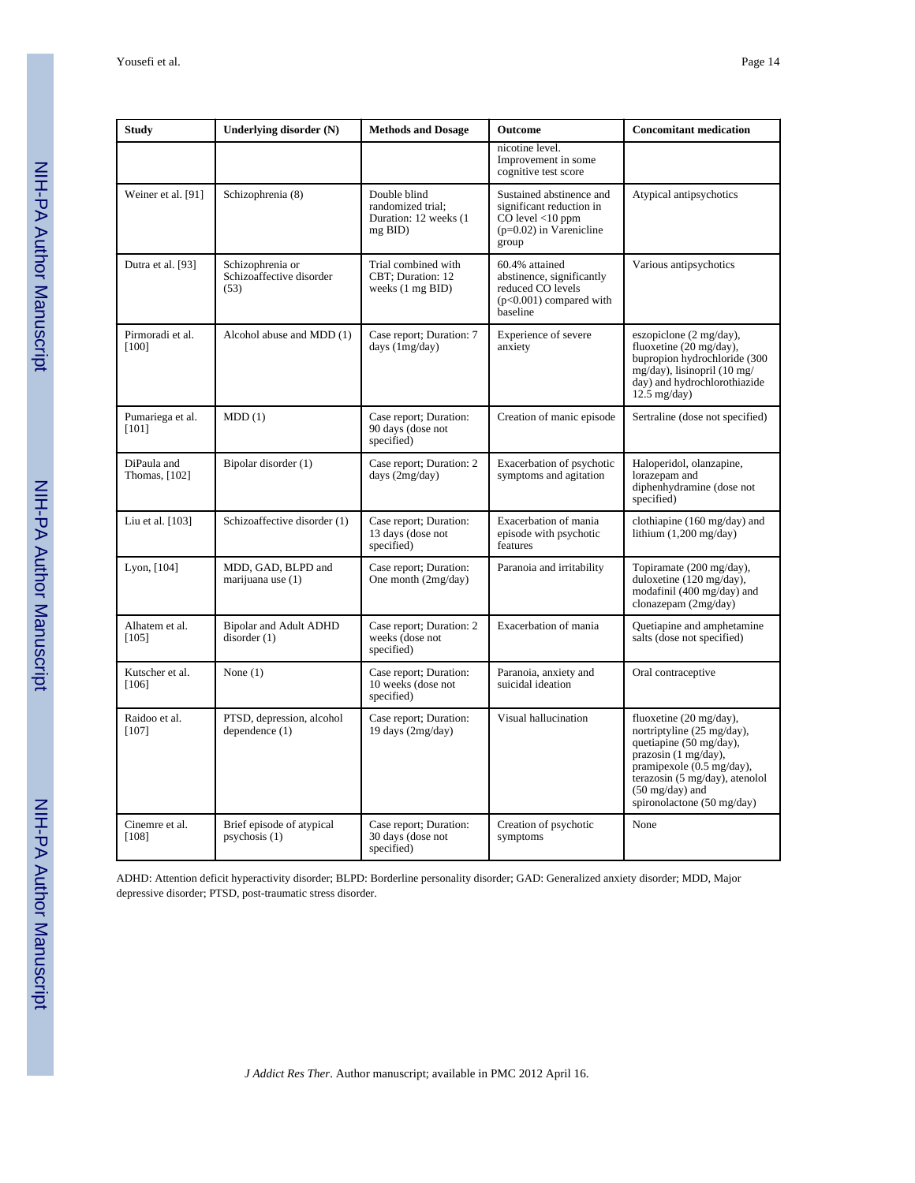| Study | Underlying disorder (N) | Methods and Dosage | Outcome | Concomitant medication |
|---|---|---|---|---|
| | | | nicotine level. Improvement in some cognitive test score | |
| Weiner et al. [91] | Schizophrenia (8) | Double blind randomized trial; Duration: 12 weeks (1 mg BID) | Sustained abstinence and significant reduction in CO level <10 ppm (p=0.02) in Varenicline group | Atypical antipsychotics |
| Dutra et al. [93] | Schizophrenia or Schizoaffective disorder (53) | Trial combined with CBT; Duration: 12 weeks (1 mg BID) | 60.4% attained abstinence, significantly reduced CO levels (p<0.001) compared with baseline | Various antipsychotics |
| Pirmoradi et al. [100] | Alcohol abuse and MDD (1) | Case report; Duration: 7 days (1mg/day) | Experience of severe anxiety | eszopiclone (2 mg/day), fluoxetine (20 mg/day), bupropion hydrochloride (300 mg/day), lisinopril (10 mg/day) and hydrochlorothiazide 12.5 mg/day) |
| Pumariega et al. [101] | MDD (1) | Case report; Duration: 90 days (dose not specified) | Creation of manic episode | Sertraline (dose not specified) |
| DiPaula and Thomas, [102] | Bipolar disorder (1) | Case report; Duration: 2 days (2mg/day) | Exacerbation of psychotic symptoms and agitation | Haloperidol, olanzapine, lorazepam and diphenhydramine (dose not specified) |
| Liu et al. [103] | Schizoaffective disorder (1) | Case report; Duration: 13 days (dose not specified) | Exacerbation of mania episode with psychotic features | clothiapine (160 mg/day) and lithium (1,200 mg/day) |
| Lyon, [104] | MDD, GAD, BLPD and marijuana use (1) | Case report; Duration: One month (2mg/day) | Paranoia and irritability | Topiramate (200 mg/day), duloxetine (120 mg/day), modafinil (400 mg/day) and clonazepam (2mg/day) |
| Alhatem et al. [105] | Bipolar and Adult ADHD disorder (1) | Case report; Duration: 2 weeks (dose not specified) | Exacerbation of mania | Quetiapine and amphetamine salts (dose not specified) |
| Kutscher et al. [106] | None (1) | Case report; Duration: 10 weeks (dose not specified) | Paranoia, anxiety and suicidal ideation | Oral contraceptive |
| Raidoo et al. [107] | PTSD, depression, alcohol dependence (1) | Case report; Duration: 19 days (2mg/day) | Visual hallucination | fluoxetine (20 mg/day), nortriptyline (25 mg/day), quetiapine (50 mg/day), prazosin (1 mg/day), pramipexole (0.5 mg/day), terazosin (5 mg/day), atenolol (50 mg/day) and spironolactone (50 mg/day) |
| Cinemre et al. [108] | Brief episode of atypical psychosis (1) | Case report; Duration: 30 days (dose not specified) | Creation of psychotic symptoms | None |

ADHD: Attention deficit hyperactivity disorder; BLPD: Borderline personality disorder; GAD: Generalized anxiety disorder; MDD, Major depressive disorder; PTSD, post-traumatic stress disorder.